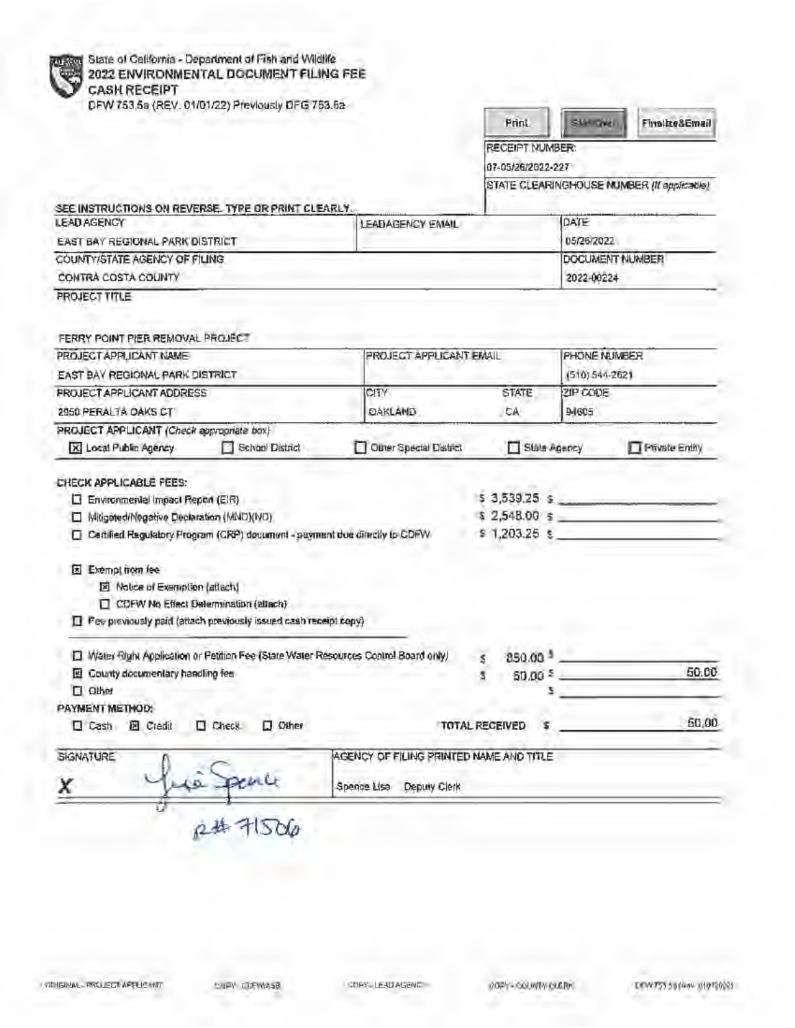State of California - Department of Fish and Wildlife
# 2022 ENVIRONMENTAL DOCUMENT FILING FEE CASH RECEIPT

DFW 753.5a (REV. 01/01/22) Previously DFG 753.5a

Print | Start Over | Finalize&Email

RECEIPT NUMBER:
07-05/26/2022-227

STATE CLEARINGHOUSE NUMBER (If applicable)

SEE INSTRUCTIONS ON REVERSE. TYPE OR PRINT CLEARLY.

| LEAD AGENCY | LEADAGENCY EMAIL | DATE |
|---|---|---|
| EAST BAY REGIONAL PARK DISTRICT | | 05/26/2022 |
| COUNTY/STATE AGENCY OF FILING | | DOCUMENT NUMBER |
| CONTRA COSTA COUNTY | | 2022-00224 |

PROJECT TITLE

FERRY POINT PIER REMOVAL PROJECT

| PROJECT APPLICANT NAME | PROJECT APPLICANT EMAIL | | PHONE NUMBER |
|---|---|---|---|
| EAST BAY REGIONAL PARK DISTRICT | | | (510) 544-2621 |
| PROJECT APPLICANT ADDRESS | CITY | STATE | ZIP CODE |
| 2950 PERALTA OAKS CT | OAKLAND | CA | 94605 |

PROJECT APPLICANT (Check appropriate box)

- [x] Local Public Agency
- [ ] School District
- [ ] Other Special District
- [ ] State Agency
- [ ] Private Entity

CHECK APPLICABLE FEES:

- [ ] Environmental Impact Report (EIR) — $ 3,539.25 $ ______
- [ ] Mitigated/Negative Declaration (MND)(ND) — $ 2,548.00 $ ______
- [ ] Certified Regulatory Program (CRP) document - payment due directly to CDFW — $ 1,203.25 $ ______

- [x] Exempt from fee
  - [x] Notice of Exemption (attach)
  - [ ] CDFW No Effect Determination (attach)
- [ ] Fee previously paid (attach previously issued cash receipt copy)

- [ ] Water Right Application or Petition Fee (State Water Resources Control Board only) — $ 850.00 $ ______
- [x] County documentary handling fee — $ 50.00 $ 50.00
- [ ] Other — $ ______

PAYMENT METHOD:

- [ ] Cash
- [x] Credit
- [ ] Check
- [ ] Other

TOTAL RECEIVED $ 50.00

| SIGNATURE | AGENCY OF FILING PRINTED NAME AND TITLE |
|---|---|
| X Lisa Spence | Spence Lisa Deputy Clerk |

R# 71506

ORIGINAL - PROJECT APPLICANT | COPY - CDFW/ASB | COPY - LEAD AGENCY | COPY - COUNTY CLERK | DFW 753.5a (Rev. 01/01/22)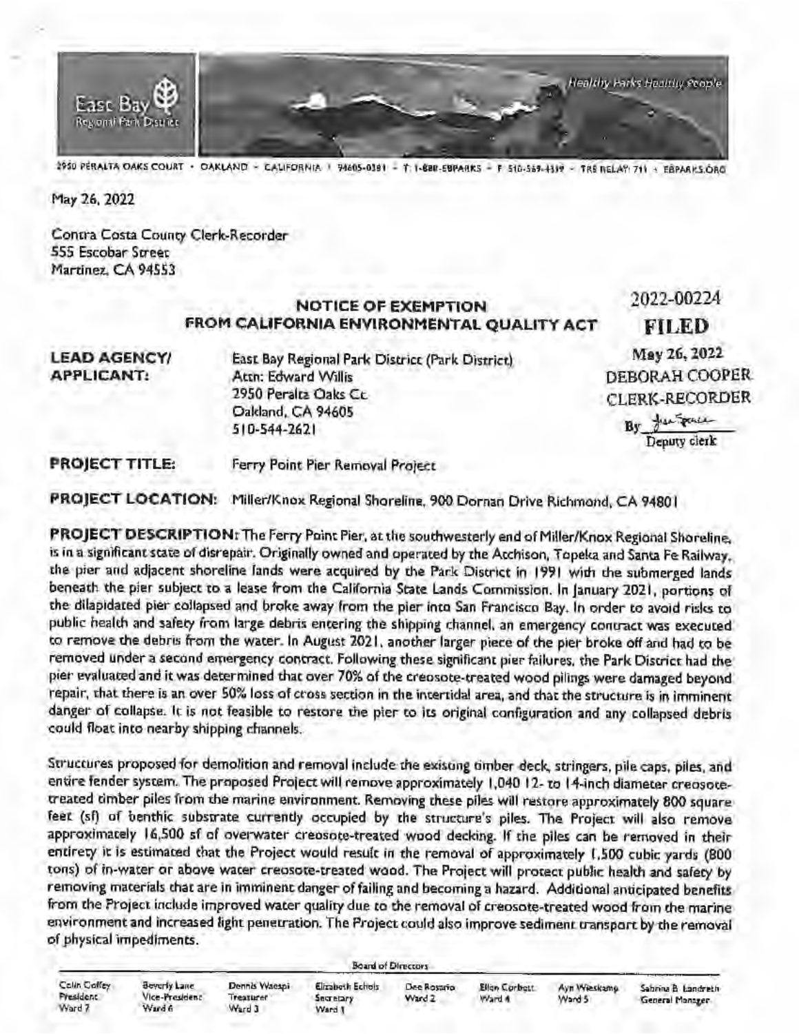East Bay Regional Park District

Healthy Parks Healthy People

2950 PERALTA OAKS COURT • OAKLAND • CALIFORNIA • 94605-0381 • T: 1-888-EBPARKS • F: 510-569-4319 • TRS RELAY: 711 • EBPARKS.ORG

May 26, 2022

Contra Costa County Clerk-Recorder
555 Escobar Street
Martinez, CA 94553

2022-00224
**FILED**
May 26, 2022
DEBORAH COOPER
CLERK-RECORDER
By ________
Deputy clerk

## NOTICE OF EXEMPTION FROM CALIFORNIA ENVIRONMENTAL QUALITY ACT

**LEAD AGENCY/ APPLICANT:** East Bay Regional Park District (Park District)
Attn: Edward Willis
2950 Peralta Oaks Ct.
Oakland, CA 94605
510-544-2621

**PROJECT TITLE:** Ferry Point Pier Removal Project

**PROJECT LOCATION:** Miller/Knox Regional Shoreline, 900 Dornan Drive Richmond, CA 94801

**PROJECT DESCRIPTION:** The Ferry Point Pier, at the southwesterly end of Miller/Knox Regional Shoreline, is in a significant state of disrepair. Originally owned and operated by the Atchison, Topeka and Santa Fe Railway, the pier and adjacent shoreline lands were acquired by the Park District in 1991 with the submerged lands beneath the pier subject to a lease from the California State Lands Commission. In January 2021, portions of the dilapidated pier collapsed and broke away from the pier into San Francisco Bay. In order to avoid risks to public health and safety from large debris entering the shipping channel, an emergency contract was executed to remove the debris from the water. In August 2021, another larger piece of the pier broke off and had to be removed under a second emergency contract. Following these significant pier failures, the Park District had the pier evaluated and it was determined that over 70% of the creosote-treated wood pilings were damaged beyond repair, that there is an over 50% loss of cross section in the intertidal area, and that the structure is in imminent danger of collapse. It is not feasible to restore the pier to its original configuration and any collapsed debris could float into nearby shipping channels.

Structures proposed for demolition and removal include the existing timber deck, stringers, pile caps, piles, and entire fender system. The proposed Project will remove approximately 1,040 12- to 14-inch diameter creosote-treated timber piles from the marine environment. Removing these piles will restore approximately 800 square feet (sf) of benthic substrate currently occupied by the structure's piles. The Project will also remove approximately 16,500 sf of overwater creosote-treated wood decking. If the piles can be removed in their entirety it is estimated that the Project would result in the removal of approximately 1,500 cubic yards (800 tons) of in-water or above water creosote-treated wood. The Project will protect public health and safety by removing materials that are in imminent danger of failing and becoming a hazard. Additional anticipated benefits from the Project include improved water quality due to the removal of creosote-treated wood from the marine environment and increased light penetration. The Project could also improve sediment transport by the removal of physical impediments.

Board of Directors

| Colin Coffey | Beverly Lane | Dennis Waespi | Elizabeth Echols | Dee Rosario | Ellen Corbett | Ayn Wieskamp | Sabrina B. Landreth |
|---|---|---|---|---|---|---|---|
| President | Vice-President | Treasurer | Secretary | Ward 2 | Ward 4 | Ward 5 | General Manager |
| Ward 7 | Ward 6 | Ward 3 | Ward 1 | | | | |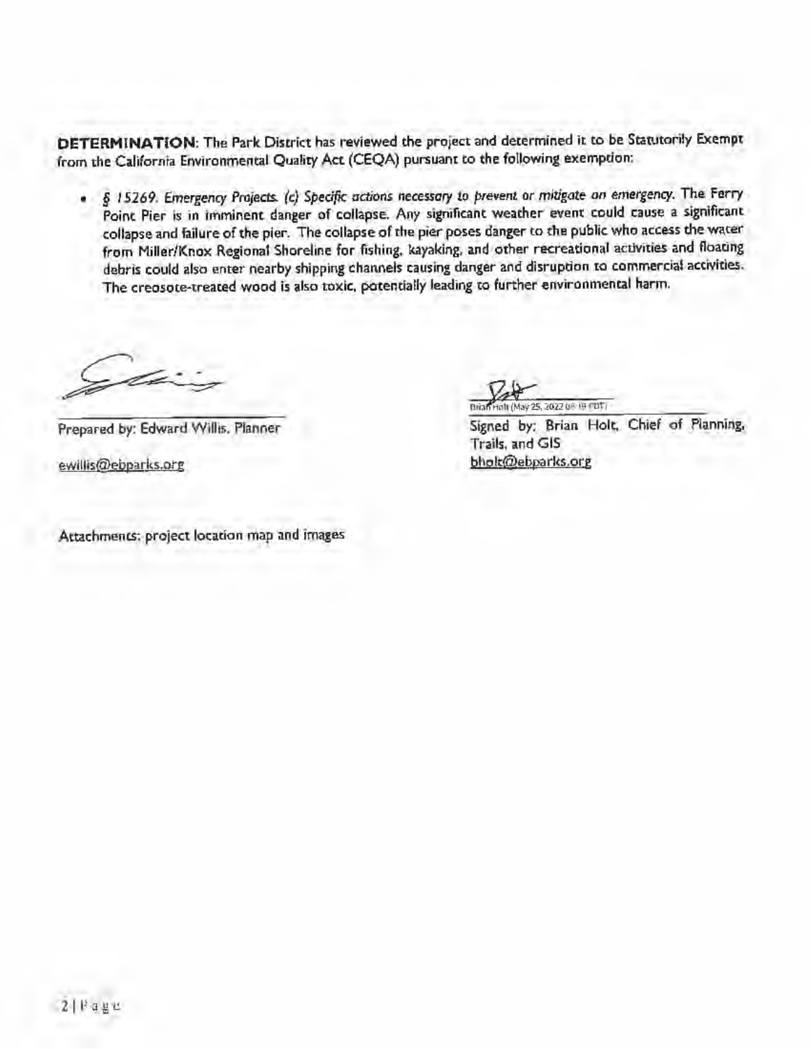**DETERMINATION**: The Park District has reviewed the project and determined it to be Statutorily Exempt from the California Environmental Quality Act (CEQA) pursuant to the following exemption:

- *§ 15269. Emergency Projects. (c) Specific actions necessary to prevent or mitigate an emergency.* The Ferry Point Pier is in imminent danger of collapse. Any significant weather event could cause a significant collapse and failure of the pier. The collapse of the pier poses danger to the public who access the water from Miller/Knox Regional Shoreline for fishing, kayaking, and other recreational activities and floating debris could also enter nearby shipping channels causing danger and disruption to commercial activities. The creosote-treated wood is also toxic, potentially leading to further environmental harm.

Prepared by: Edward Willis, Planner

ewillis@ebparks.org

Brian Holt (May 25, 2022 08:18 PDT)

Signed by: Brian Holt, Chief of Planning, Trails, and GIS

bholt@ebparks.org

Attachments: project location map and images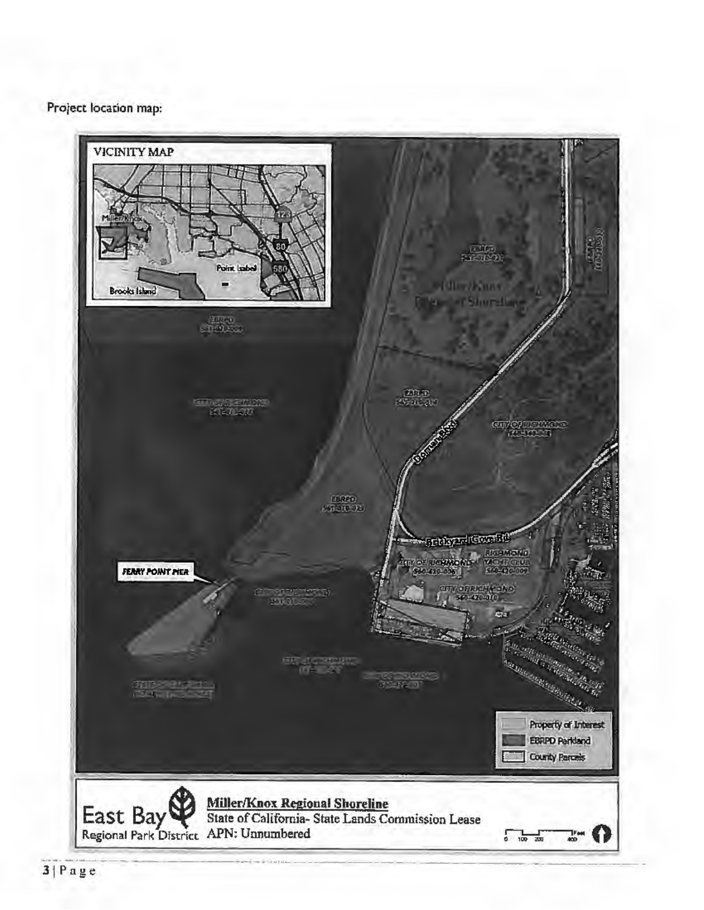Project location map:

VICINITY MAP

Miller/Knox

Point Isabel

Brooks Island

FERRY POINT PIER

Property of Interest

EBRPD Parkland

County Parcels

East Bay Regional Park District

**Miller/Knox Regional Shoreline**

State of California- State Lands Commission Lease

APN: Unnumbered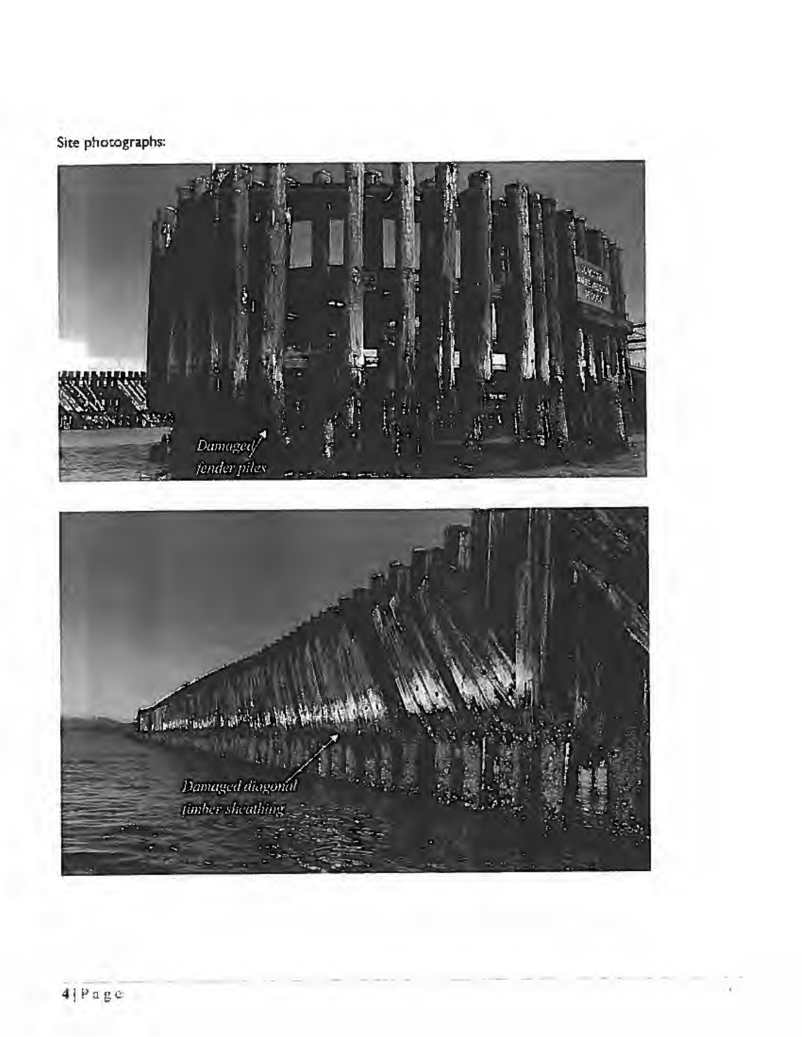Site photographs: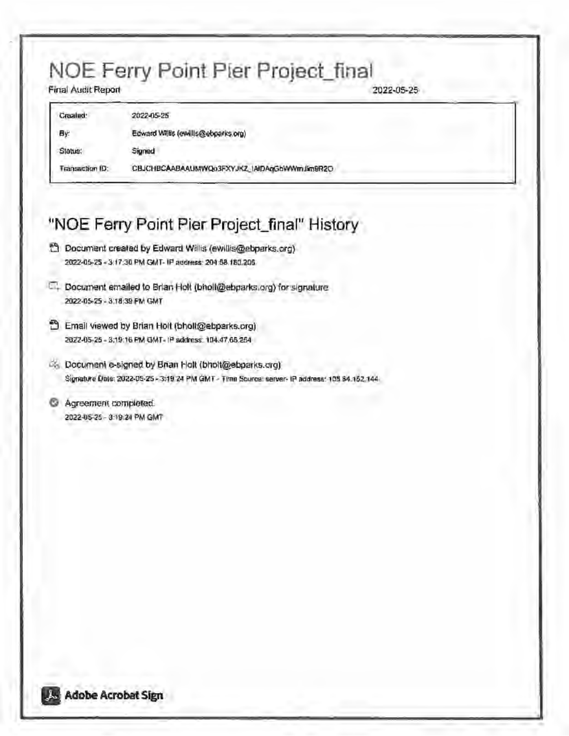# NOE Ferry Point Pier Project_final

Final Audit Report 2022-05-25

| | |
|---|---|
| Created: | 2022-05-25 |
| By: | Edward Willis (ewillis@ebparks.org) |
| Status: | Signed |
| Transaction ID: | CBJCHBCAABAAUMWQo3FXYJKZ_lAlDAqGbWWmJim8R2O |

## "NOE Ferry Point Pier Project_final" History

- Document created by Edward Willis (ewillis@ebparks.org)
  2022-05-25 - 3:17:30 PM GMT- IP address: 204.58.180.206

- Document emailed to Brian Holt (bholt@ebparks.org) for signature
  2022-05-25 - 3:18:39 PM GMT

- Email viewed by Brian Holt (bholt@ebparks.org)
  2022-05-25 - 3:19:16 PM GMT- IP address: 104.47.65.254

- Document e-signed by Brian Holt (bholt@ebparks.org)
  Signature Date: 2022-05-25 - 3:19:24 PM GMT - Time Source: server- IP address: 108.84.152.144

- Agreement completed.
  2022-05-25 - 3:19:24 PM GMT

Adobe Acrobat Sign